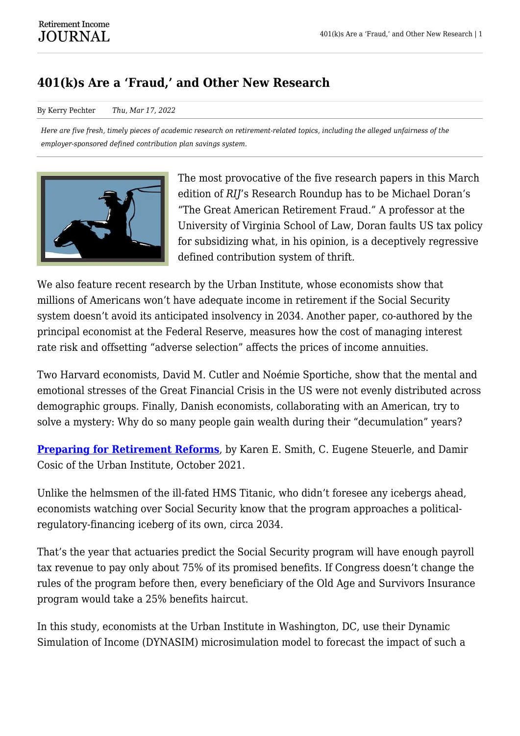# 401(k)s Are a 'Fraud,' and Other New Research

By Kerry Pechter Thu, Mar 17, 2022

*Here are five fresh, timely pieces of academic research on retirement-related topics, including the alleged unfairness of the employer-sponsored defined contribution plan savings system.*

The most provocative of the five research papers in this March edition of *RIJ*'s Research Roundup has to be Michael Doran's "The Great American Retirement Fraud." A professor at the University of Virginia School of Law, Doran faults US tax policy for subsidizing what, in his opinion, is a deceptively regressive defined contribution system of thrift.

We also feature recent research by the Urban Institute, whose economists show that millions of Americans won't have adequate income in retirement if the Social Security system doesn't avoid its anticipated insolvency in 2034. Another paper, co-authored by the principal economist at the Federal Reserve, measures how the cost of managing interest rate risk and offsetting "adverse selection" affects the prices of income annuities.

Two Harvard economists, David M. Cutler and Noémie Sportiche, show that the mental and emotional stresses of the Great Financial Crisis in the US were not evenly distributed across demographic groups. Finally, Danish economists, collaborating with an American, try to solve a mystery: Why do so many people gain wealth during their "decumulation" years?

**Preparing for Retirement Reforms**, by Karen E. Smith, C. Eugene Steuerle, and Damir Cosic of the Urban Institute, October 2021.

Unlike the helmsmen of the ill-fated HMS Titanic, who didn't foresee any icebergs ahead, economists watching over Social Security know that the program approaches a political-regulatory-financing iceberg of its own, circa 2034.

That's the year that actuaries predict the Social Security program will have enough payroll tax revenue to pay only about 75% of its promised benefits. If Congress doesn't change the rules of the program before then, every beneficiary of the Old Age and Survivors Insurance program would take a 25% benefits haircut.

In this study, economists at the Urban Institute in Washington, DC, use their Dynamic Simulation of Income (DYNASIM) microsimulation model to forecast the impact of such a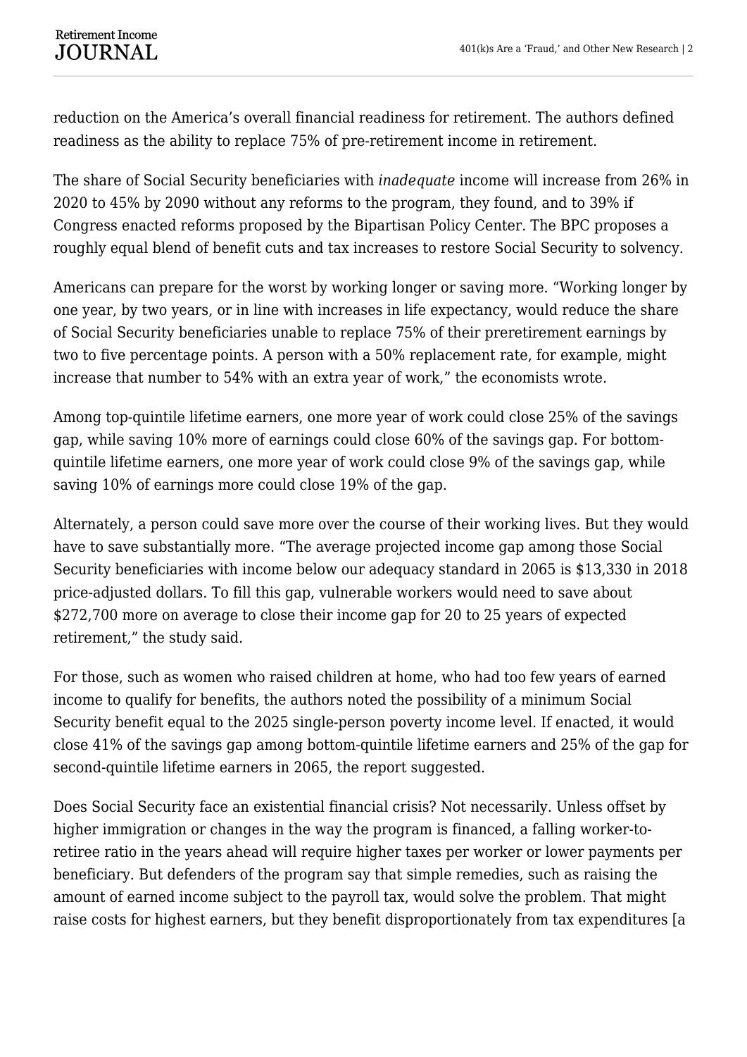reduction on the America’s overall financial readiness for retirement. The authors defined readiness as the ability to replace 75% of pre-retirement income in retirement.

The share of Social Security beneficiaries with *inadequate* income will increase from 26% in 2020 to 45% by 2090 without any reforms to the program, they found, and to 39% if Congress enacted reforms proposed by the Bipartisan Policy Center. The BPC proposes a roughly equal blend of benefit cuts and tax increases to restore Social Security to solvency.

Americans can prepare for the worst by working longer or saving more. “Working longer by one year, by two years, or in line with increases in life expectancy, would reduce the share of Social Security beneficiaries unable to replace 75% of their preretirement earnings by two to five percentage points. A person with a 50% replacement rate, for example, might increase that number to 54% with an extra year of work,” the economists wrote.

Among top-quintile lifetime earners, one more year of work could close 25% of the savings gap, while saving 10% more of earnings could close 60% of the savings gap. For bottom-quintile lifetime earners, one more year of work could close 9% of the savings gap, while saving 10% of earnings more could close 19% of the gap.

Alternately, a person could save more over the course of their working lives. But they would have to save substantially more. “The average projected income gap among those Social Security beneficiaries with income below our adequacy standard in 2065 is $13,330 in 2018 price-adjusted dollars. To fill this gap, vulnerable workers would need to save about $272,700 more on average to close their income gap for 20 to 25 years of expected retirement,” the study said.

For those, such as women who raised children at home, who had too few years of earned income to qualify for benefits, the authors noted the possibility of a minimum Social Security benefit equal to the 2025 single-person poverty income level. If enacted, it would close 41% of the savings gap among bottom-quintile lifetime earners and 25% of the gap for second-quintile lifetime earners in 2065, the report suggested.

Does Social Security face an existential financial crisis? Not necessarily. Unless offset by higher immigration or changes in the way the program is financed, a falling worker-to-retiree ratio in the years ahead will require higher taxes per worker or lower payments per beneficiary. But defenders of the program say that simple remedies, such as raising the amount of earned income subject to the payroll tax, would solve the problem. That might raise costs for highest earners, but they benefit disproportionately from tax expenditures [a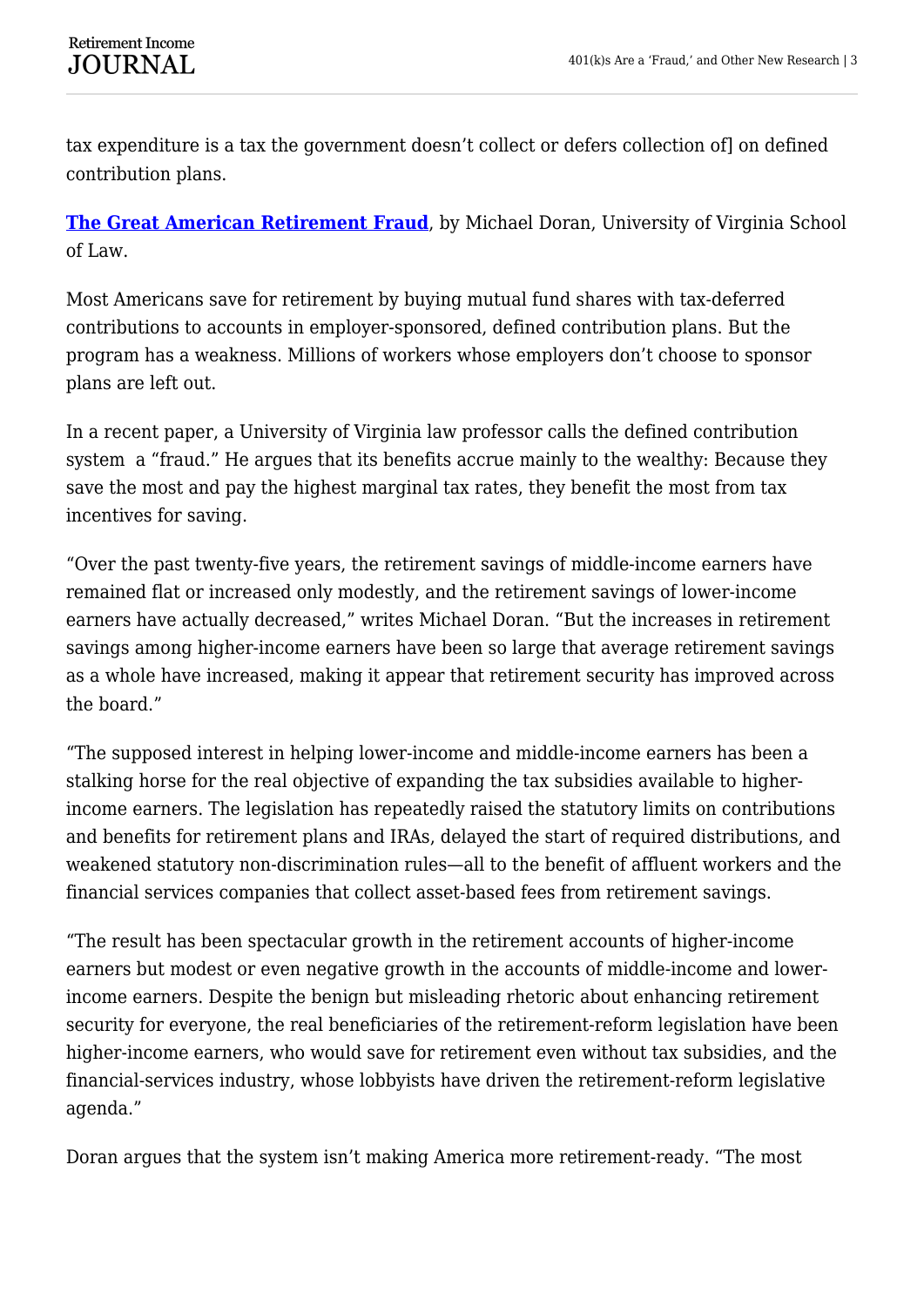tax expenditure is a tax the government doesn't collect or defers collection of] on defined contribution plans.

**The Great American Retirement Fraud**, by Michael Doran, University of Virginia School of Law.

Most Americans save for retirement by buying mutual fund shares with tax-deferred contributions to accounts in employer-sponsored, defined contribution plans. But the program has a weakness. Millions of workers whose employers don't choose to sponsor plans are left out.

In a recent paper, a University of Virginia law professor calls the defined contribution system a "fraud." He argues that its benefits accrue mainly to the wealthy: Because they save the most and pay the highest marginal tax rates, they benefit the most from tax incentives for saving.

"Over the past twenty-five years, the retirement savings of middle-income earners have remained flat or increased only modestly, and the retirement savings of lower-income earners have actually decreased," writes Michael Doran. "But the increases in retirement savings among higher-income earners have been so large that average retirement savings as a whole have increased, making it appear that retirement security has improved across the board."

"The supposed interest in helping lower-income and middle-income earners has been a stalking horse for the real objective of expanding the tax subsidies available to higher-income earners. The legislation has repeatedly raised the statutory limits on contributions and benefits for retirement plans and IRAs, delayed the start of required distributions, and weakened statutory non-discrimination rules—all to the benefit of affluent workers and the financial services companies that collect asset-based fees from retirement savings.

"The result has been spectacular growth in the retirement accounts of higher-income earners but modest or even negative growth in the accounts of middle-income and lower-income earners. Despite the benign but misleading rhetoric about enhancing retirement security for everyone, the real beneficiaries of the retirement-reform legislation have been higher-income earners, who would save for retirement even without tax subsidies, and the financial-services industry, whose lobbyists have driven the retirement-reform legislative agenda."

Doran argues that the system isn't making America more retirement-ready. "The most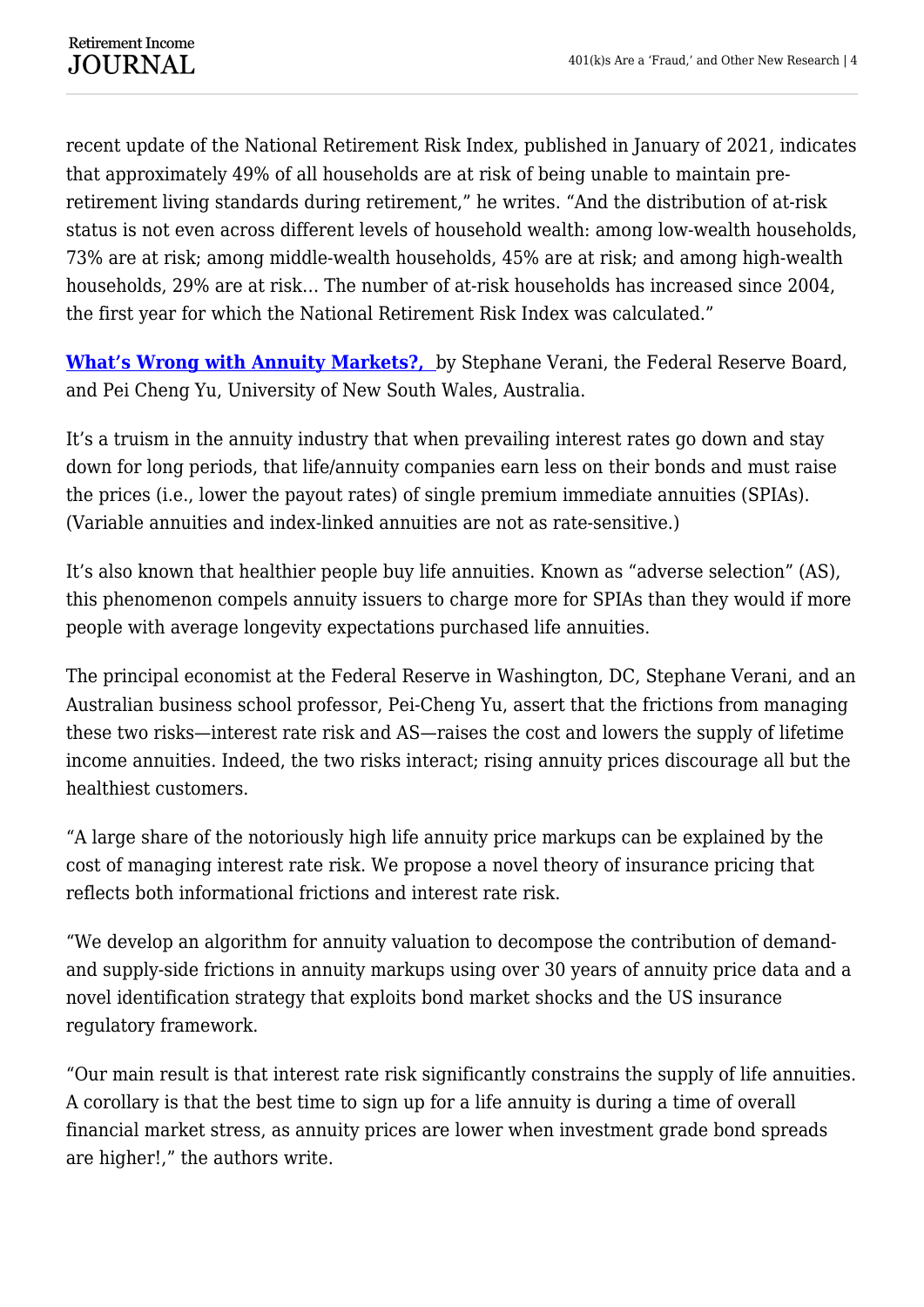recent update of the National Retirement Risk Index, published in January of 2021, indicates that approximately 49% of all households are at risk of being unable to maintain pre-retirement living standards during retirement," he writes. "And the distribution of at-risk status is not even across different levels of household wealth: among low-wealth households, 73% are at risk; among middle-wealth households, 45% are at risk; and among high-wealth households, 29% are at risk… The number of at-risk households has increased since 2004, the first year for which the National Retirement Risk Index was calculated."

**What's Wrong with Annuity Markets?,** by Stephane Verani, the Federal Reserve Board, and Pei Cheng Yu, University of New South Wales, Australia.

It's a truism in the annuity industry that when prevailing interest rates go down and stay down for long periods, that life/annuity companies earn less on their bonds and must raise the prices (i.e., lower the payout rates) of single premium immediate annuities (SPIAs). (Variable annuities and index-linked annuities are not as rate-sensitive.)

It's also known that healthier people buy life annuities. Known as "adverse selection" (AS), this phenomenon compels annuity issuers to charge more for SPIAs than they would if more people with average longevity expectations purchased life annuities.

The principal economist at the Federal Reserve in Washington, DC, Stephane Verani, and an Australian business school professor, Pei-Cheng Yu, assert that the frictions from managing these two risks—interest rate risk and AS—raises the cost and lowers the supply of lifetime income annuities. Indeed, the two risks interact; rising annuity prices discourage all but the healthiest customers.

"A large share of the notoriously high life annuity price markups can be explained by the cost of managing interest rate risk. We propose a novel theory of insurance pricing that reflects both informational frictions and interest rate risk.

"We develop an algorithm for annuity valuation to decompose the contribution of demand- and supply-side frictions in annuity markups using over 30 years of annuity price data and a novel identification strategy that exploits bond market shocks and the US insurance regulatory framework.

"Our main result is that interest rate risk significantly constrains the supply of life annuities. A corollary is that the best time to sign up for a life annuity is during a time of overall financial market stress, as annuity prices are lower when investment grade bond spreads are higher!," the authors write.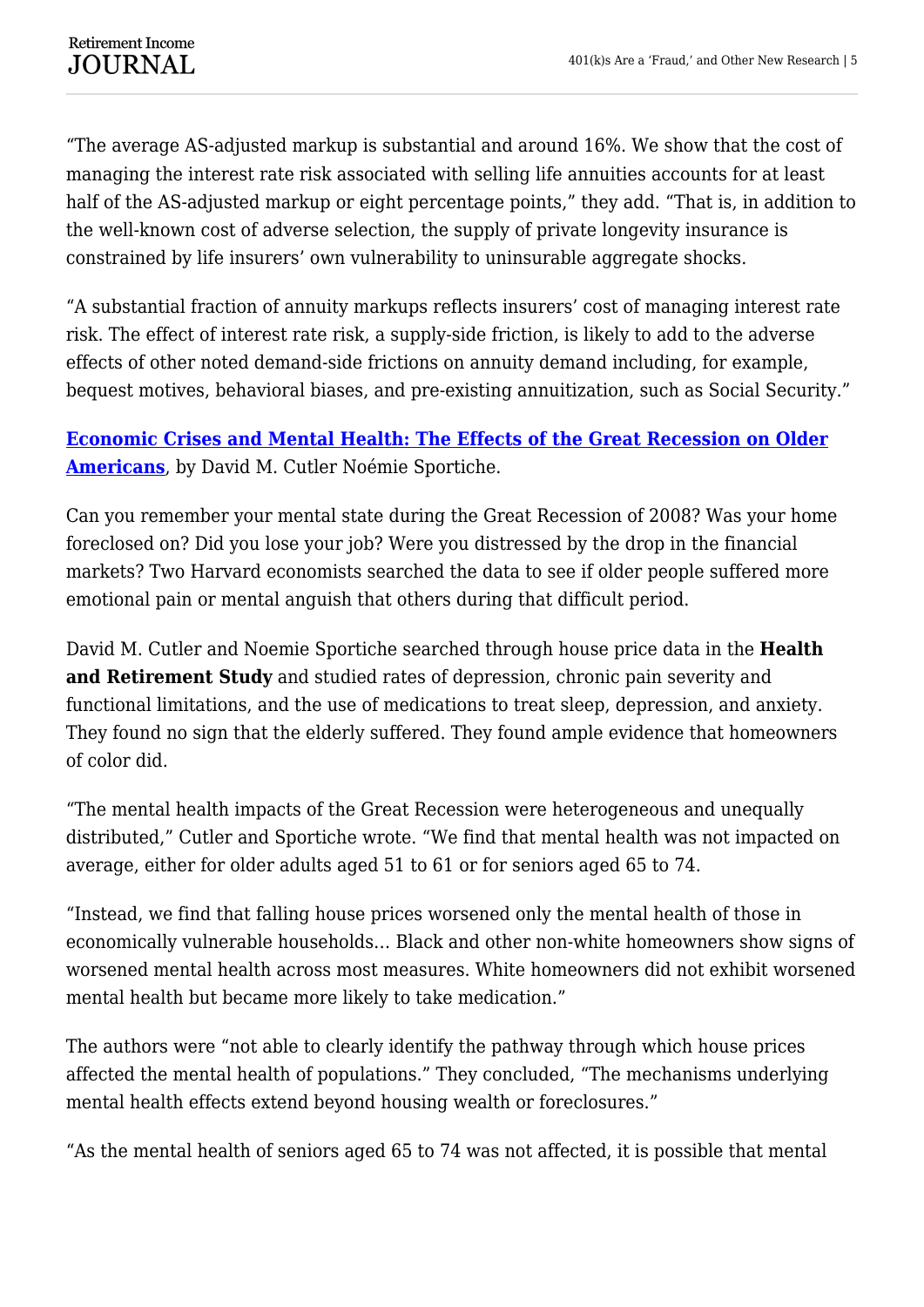"The average AS-adjusted markup is substantial and around 16%. We show that the cost of managing the interest rate risk associated with selling life annuities accounts for at least half of the AS-adjusted markup or eight percentage points," they add. "That is, in addition to the well-known cost of adverse selection, the supply of private longevity insurance is constrained by life insurers' own vulnerability to uninsurable aggregate shocks.

"A substantial fraction of annuity markups reflects insurers' cost of managing interest rate risk. The effect of interest rate risk, a supply-side friction, is likely to add to the adverse effects of other noted demand-side frictions on annuity demand including, for example, bequest motives, behavioral biases, and pre-existing annuitization, such as Social Security."

**Economic Crises and Mental Health: The Effects of the Great Recession on Older Americans**, by David M. Cutler Noémie Sportiche.

Can you remember your mental state during the Great Recession of 2008? Was your home foreclosed on? Did you lose your job? Were you distressed by the drop in the financial markets? Two Harvard economists searched the data to see if older people suffered more emotional pain or mental anguish that others during that difficult period.

David M. Cutler and Noemie Sportiche searched through house price data in the **Health and Retirement Study** and studied rates of depression, chronic pain severity and functional limitations, and the use of medications to treat sleep, depression, and anxiety. They found no sign that the elderly suffered. They found ample evidence that homeowners of color did.

"The mental health impacts of the Great Recession were heterogeneous and unequally distributed," Cutler and Sportiche wrote. "We find that mental health was not impacted on average, either for older adults aged 51 to 61 or for seniors aged 65 to 74.

"Instead, we find that falling house prices worsened only the mental health of those in economically vulnerable households… Black and other non-white homeowners show signs of worsened mental health across most measures. White homeowners did not exhibit worsened mental health but became more likely to take medication."

The authors were "not able to clearly identify the pathway through which house prices affected the mental health of populations." They concluded, "The mechanisms underlying mental health effects extend beyond housing wealth or foreclosures."

"As the mental health of seniors aged 65 to 74 was not affected, it is possible that mental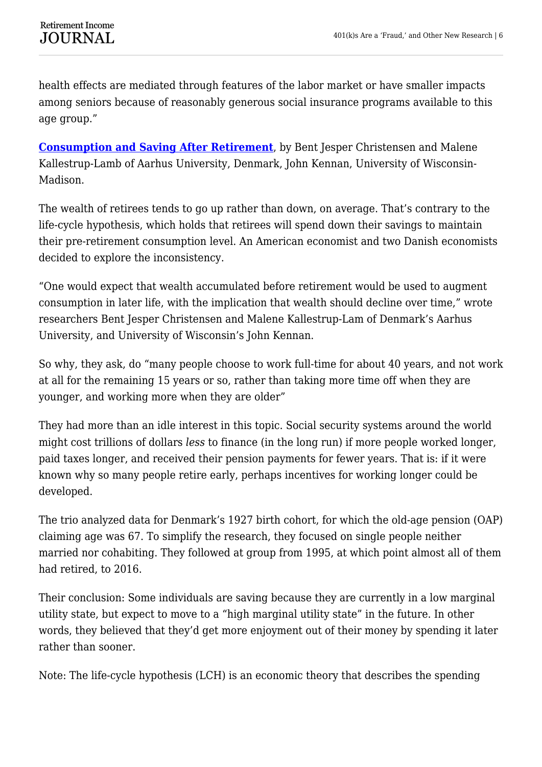health effects are mediated through features of the labor market or have smaller impacts among seniors because of reasonably generous social insurance programs available to this age group."

**Consumption and Saving After Retirement**, by Bent Jesper Christensen and Malene Kallestrup-Lamb of Aarhus University, Denmark, John Kennan, University of Wisconsin-Madison.

The wealth of retirees tends to go up rather than down, on average. That's contrary to the life-cycle hypothesis, which holds that retirees will spend down their savings to maintain their pre-retirement consumption level. An American economist and two Danish economists decided to explore the inconsistency.

"One would expect that wealth accumulated before retirement would be used to augment consumption in later life, with the implication that wealth should decline over time," wrote researchers Bent Jesper Christensen and Malene Kallestrup-Lam of Denmark's Aarhus University, and University of Wisconsin's John Kennan.

So why, they ask, do "many people choose to work full-time for about 40 years, and not work at all for the remaining 15 years or so, rather than taking more time off when they are younger, and working more when they are older"

They had more than an idle interest in this topic. Social security systems around the world might cost trillions of dollars *less* to finance (in the long run) if more people worked longer, paid taxes longer, and received their pension payments for fewer years. That is: if it were known why so many people retire early, perhaps incentives for working longer could be developed.

The trio analyzed data for Denmark's 1927 birth cohort, for which the old-age pension (OAP) claiming age was 67. To simplify the research, they focused on single people neither married nor cohabiting. They followed at group from 1995, at which point almost all of them had retired, to 2016.

Their conclusion: Some individuals are saving because they are currently in a low marginal utility state, but expect to move to a "high marginal utility state" in the future. In other words, they believed that they'd get more enjoyment out of their money by spending it later rather than sooner.

Note: The life-cycle hypothesis (LCH) is an economic theory that describes the spending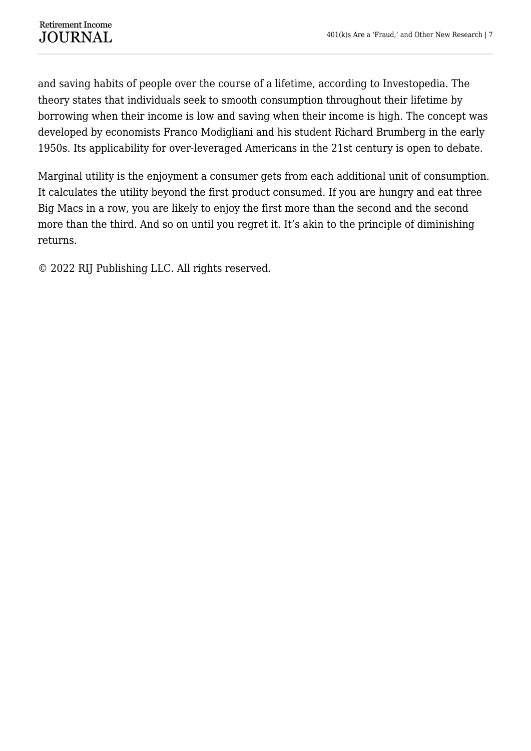and saving habits of people over the course of a lifetime, according to Investopedia. The theory states that individuals seek to smooth consumption throughout their lifetime by borrowing when their income is low and saving when their income is high. The concept was developed by economists Franco Modigliani and his student Richard Brumberg in the early 1950s. Its applicability for over-leveraged Americans in the 21st century is open to debate.

Marginal utility is the enjoyment a consumer gets from each additional unit of consumption. It calculates the utility beyond the first product consumed. If you are hungry and eat three Big Macs in a row, you are likely to enjoy the first more than the second and the second more than the third. And so on until you regret it. It's akin to the principle of diminishing returns.

© 2022 RIJ Publishing LLC. All rights reserved.